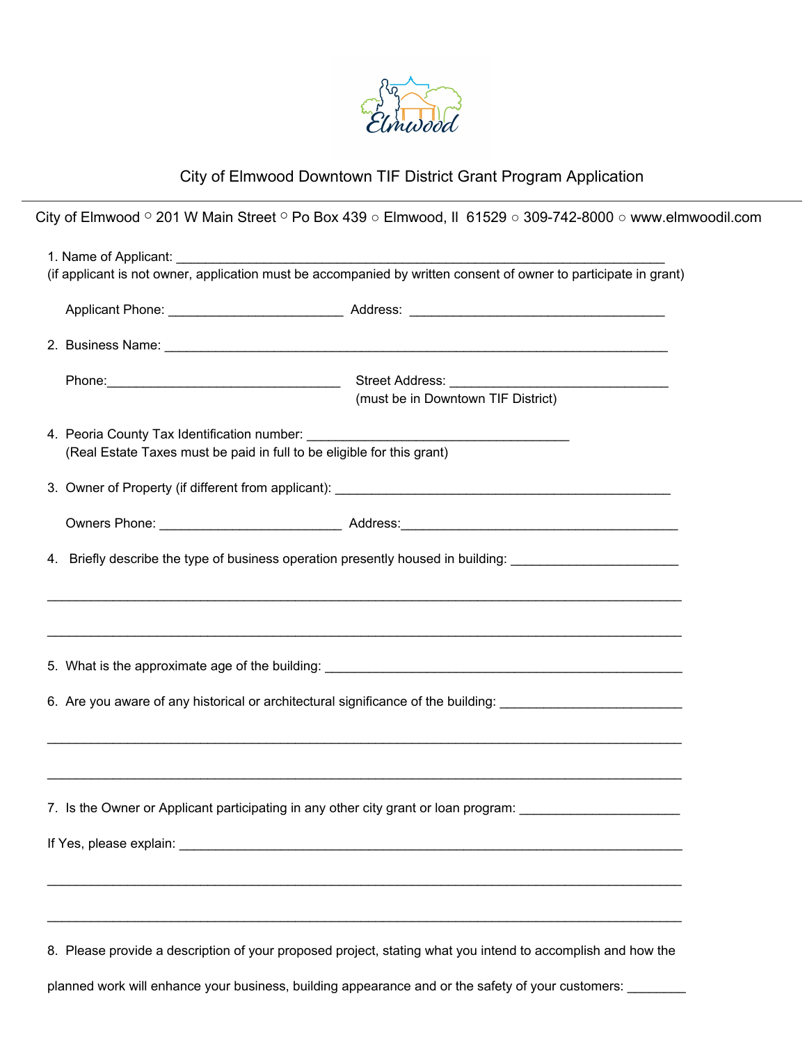# City of Elmwood Downtown TIF District Grant Program Application

City of Elmwood ○ 201 W Main Street ○ Po Box 439 ○ Elmwood, Il 61529 ○ 309-742-8000 ○ www.elmwoodil.com

1. Name of Applicant: ___________________________________________________________
(if applicant is not owner, application must be accompanied by written consent of owner to participate in grant)

   Applicant Phone: ________________________ Address: ___________________________________

2. Business Name: ______________________________________________________________________

   Phone:________________________________ Street Address: ______________________________
   (must be in Downtown TIF District)

4. Peoria County Tax Identification number: ____________________________________
   (Real Estate Taxes must be paid in full to be eligible for this grant)

3. Owner of Property (if different from applicant): ______________________________________________

   Owners Phone: _________________________ Address:______________________________________

4. Briefly describe the type of business operation presently housed in building: ______________________

_________________________________________________________________________________________

_________________________________________________________________________________________

5. What is the approximate age of the building: _________________________________________________

6. Are you aware of any historical or architectural significance of the building: _________________________

_________________________________________________________________________________________

_________________________________________________________________________________________

7. Is the Owner or Applicant participating in any other city grant or loan program: ______________________

If Yes, please explain: ____________________________________________________________________

_________________________________________________________________________________________

_________________________________________________________________________________________

8. Please provide a description of your proposed project, stating what you intend to accomplish and how the planned work will enhance your business, building appearance and or the safety of your customers: ________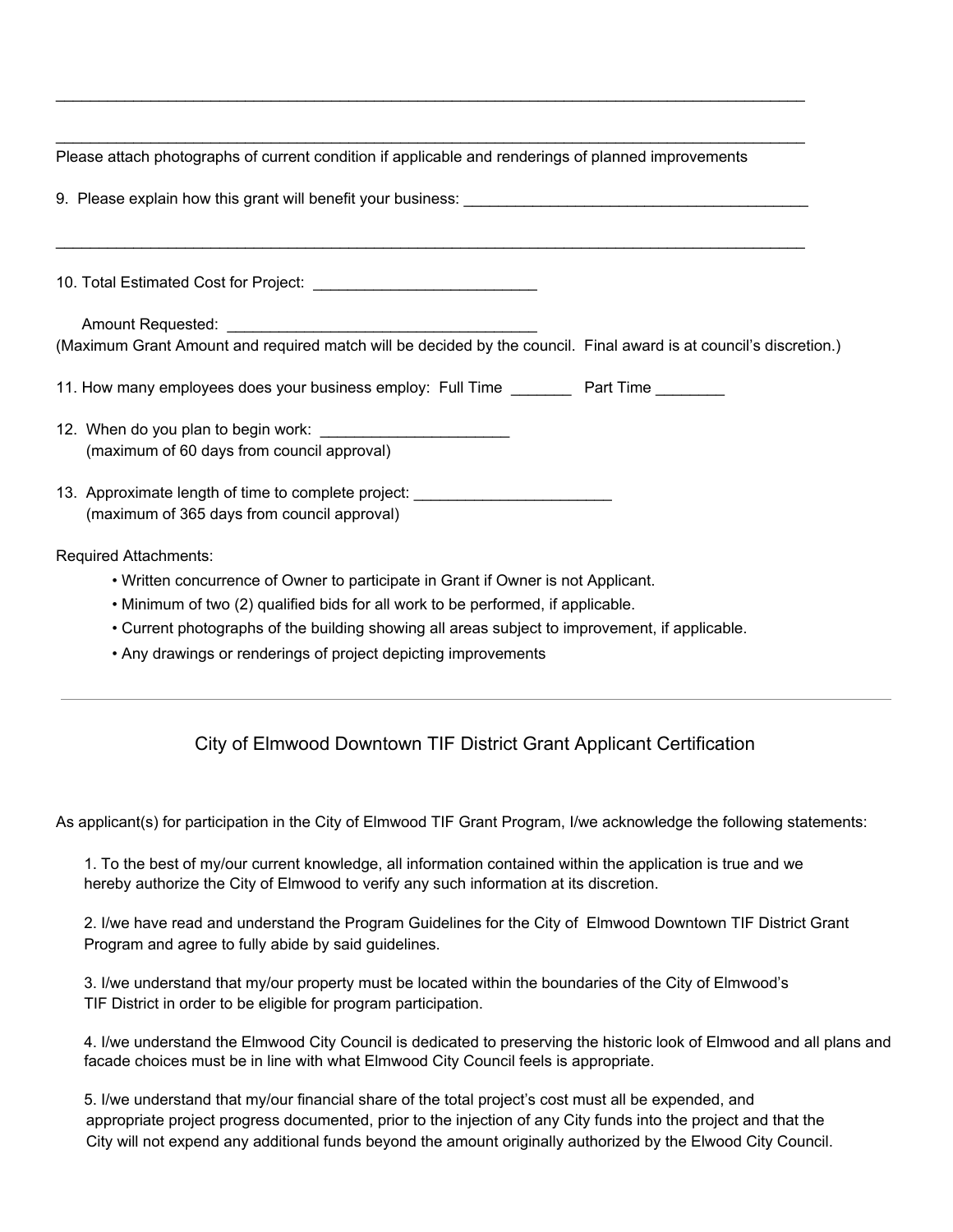\_\_\_\_\_\_\_\_\_\_\_\_\_\_\_\_\_\_\_\_\_\_\_\_\_\_\_\_\_\_\_\_\_\_\_\_\_\_\_\_\_\_\_\_\_\_\_\_\_\_\_\_\_\_\_\_\_\_\_\_\_\_\_\_\_\_\_\_\_\_\_\_\_\_\_\_\_\_\_\_\_\_\_\_\_\_\_\_

\_\_\_\_\_\_\_\_\_\_\_\_\_\_\_\_\_\_\_\_\_\_\_\_\_\_\_\_\_\_\_\_\_\_\_\_\_\_\_\_\_\_\_\_\_\_\_\_\_\_\_\_\_\_\_\_\_\_\_\_\_\_\_\_\_\_\_\_\_\_\_\_\_\_\_\_\_\_\_\_\_\_\_\_\_\_\_\_

Please attach photographs of current condition if applicable and renderings of planned improvements

9. Please explain how this grant will benefit your business: \_\_\_\_\_\_\_\_\_\_\_\_\_\_\_\_\_\_\_\_\_\_\_\_\_\_\_\_\_\_\_\_\_\_\_\_\_\_\_\_\_\_

\_\_\_\_\_\_\_\_\_\_\_\_\_\_\_\_\_\_\_\_\_\_\_\_\_\_\_\_\_\_\_\_\_\_\_\_\_\_\_\_\_\_\_\_\_\_\_\_\_\_\_\_\_\_\_\_\_\_\_\_\_\_\_\_\_\_\_\_\_\_\_\_\_\_\_\_\_\_\_\_\_\_\_\_\_\_\_\_

10. Total Estimated Cost for Project: \_\_\_\_\_\_\_\_\_\_\_\_\_\_\_\_\_\_\_\_\_\_\_\_\_\_

Amount Requested: \_\_\_\_\_\_\_\_\_\_\_\_\_\_\_\_\_\_\_\_\_\_\_\_\_\_\_\_\_\_\_\_\_\_\_\_\_

(Maximum Grant Amount and required match will be decided by the council. Final award is at council's discretion.)

11. How many employees does your business employ: Full Time \_\_\_\_\_\_\_ Part Time \_\_\_\_\_\_\_\_

12. When do you plan to begin work: \_\_\_\_\_\_\_\_\_\_\_\_\_\_\_\_\_\_\_\_\_\_
(maximum of 60 days from council approval)

13. Approximate length of time to complete project: \_\_\_\_\_\_\_\_\_\_\_\_\_\_\_\_\_\_\_\_\_\_\_
(maximum of 365 days from council approval)

Required Attachments:

- Written concurrence of Owner to participate in Grant if Owner is not Applicant.
- Minimum of two (2) qualified bids for all work to be performed, if applicable.
- Current photographs of the building showing all areas subject to improvement, if applicable.
- Any drawings or renderings of project depicting improvements

---

## City of Elmwood Downtown TIF District Grant Applicant Certification

As applicant(s) for participation in the City of Elmwood TIF Grant Program, I/we acknowledge the following statements:

1. To the best of my/our current knowledge, all information contained within the application is true and we hereby authorize the City of Elmwood to verify any such information at its discretion.

2. I/we have read and understand the Program Guidelines for the City of Elmwood Downtown TIF District Grant Program and agree to fully abide by said guidelines.

3. I/we understand that my/our property must be located within the boundaries of the City of Elmwood's TIF District in order to be eligible for program participation.

4. I/we understand the Elmwood City Council is dedicated to preserving the historic look of Elmwood and all plans and facade choices must be in line with what Elmwood City Council feels is appropriate.

5. I/we understand that my/our financial share of the total project's cost must all be expended, and appropriate project progress documented, prior to the injection of any City funds into the project and that the City will not expend any additional funds beyond the amount originally authorized by the Elwood City Council.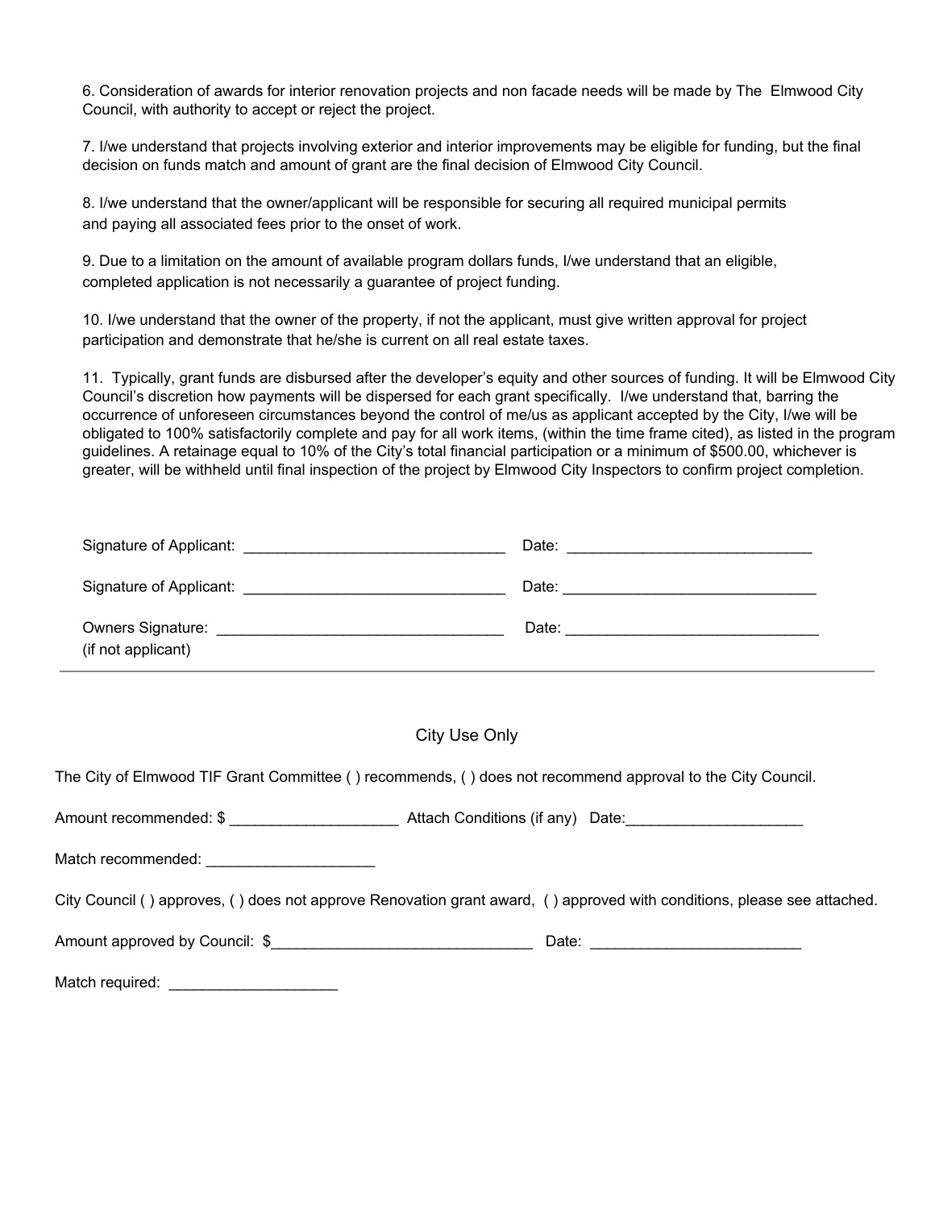6. Consideration of awards for interior renovation projects and non facade needs will be made by The Elmwood City Council, with authority to accept or reject the project.

7. I/we understand that projects involving exterior and interior improvements may be eligible for funding, but the final decision on funds match and amount of grant are the final decision of Elmwood City Council.

8. I/we understand that the owner/applicant will be responsible for securing all required municipal permits and paying all associated fees prior to the onset of work.

9. Due to a limitation on the amount of available program dollars funds, I/we understand that an eligible, completed application is not necessarily a guarantee of project funding.

10. I/we understand that the owner of the property, if not the applicant, must give written approval for project participation and demonstrate that he/she is current on all real estate taxes.

11. Typically, grant funds are disbursed after the developer's equity and other sources of funding. It will be Elmwood City Council's discretion how payments will be dispersed for each grant specifically. I/we understand that, barring the occurrence of unforeseen circumstances beyond the control of me/us as applicant accepted by the City, I/we will be obligated to 100% satisfactorily complete and pay for all work items, (within the time frame cited), as listed in the program guidelines. A retainage equal to 10% of the City's total financial participation or a minimum of $500.00, whichever is greater, will be withheld until final inspection of the project by Elmwood City Inspectors to confirm project completion.

Signature of Applicant: _______________________________ Date: _____________________________

Signature of Applicant: _______________________________ Date: ______________________________

Owners Signature: __________________________________ Date: ______________________________
(if not applicant)

---

City Use Only

The City of Elmwood TIF Grant Committee ( ) recommends, ( ) does not recommend approval to the City Council.

Amount recommended: $ ___________________ Attach Conditions (if any) Date:____________________

Match recommended: ___________________

City Council ( ) approves, ( ) does not approve Renovation grant award, ( ) approved with conditions, please see attached.

Amount approved by Council: $_______________________________ Date: ________________________

Match required: ___________________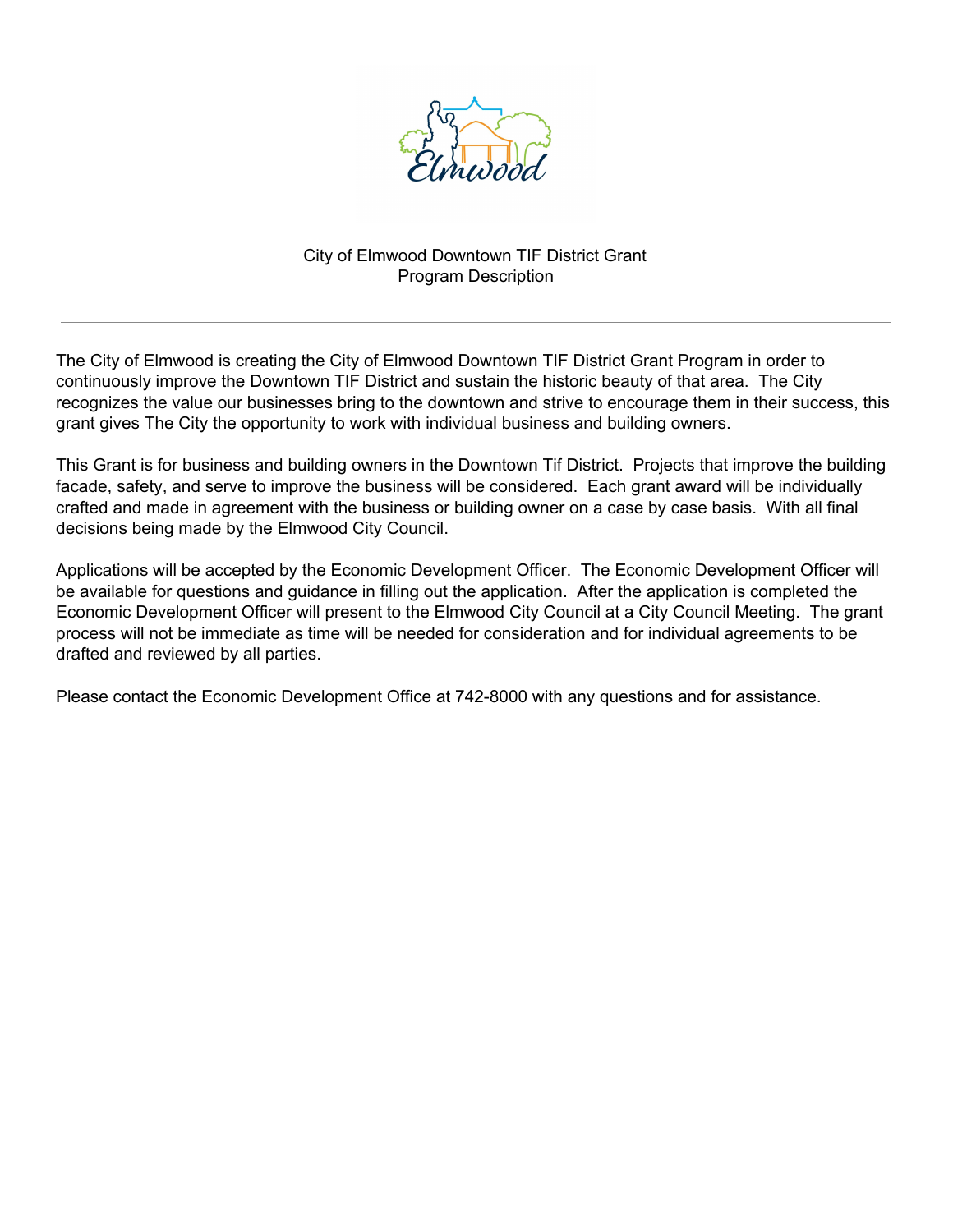City of Elmwood Downtown TIF District Grant
Program Description

---

The City of Elmwood is creating the City of Elmwood Downtown TIF District Grant Program in order to continuously improve the Downtown TIF District and sustain the historic beauty of that area. The City recognizes the value our businesses bring to the downtown and strive to encourage them in their success, this grant gives The City the opportunity to work with individual business and building owners.

This Grant is for business and building owners in the Downtown Tif District. Projects that improve the building facade, safety, and serve to improve the business will be considered. Each grant award will be individually crafted and made in agreement with the business or building owner on a case by case basis. With all final decisions being made by the Elmwood City Council.

Applications will be accepted by the Economic Development Officer. The Economic Development Officer will be available for questions and guidance in filling out the application. After the application is completed the Economic Development Officer will present to the Elmwood City Council at a City Council Meeting. The grant process will not be immediate as time will be needed for consideration and for individual agreements to be drafted and reviewed by all parties.

Please contact the Economic Development Office at 742-8000 with any questions and for assistance.